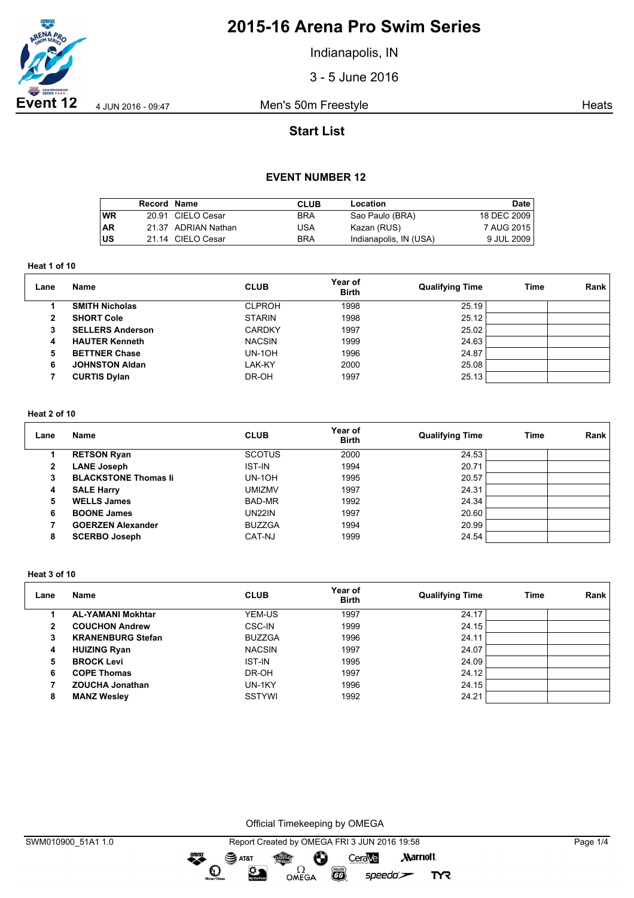# 2015-16 Arena Pro Swim Series

Indianapolis, IN

3 - 5 June 2016

**Event 12** 4 JUN 2016 - 09:47 Men's 50m Freestyle Heats

## Start List

### EVENT NUMBER 12

| | Record | Name | CLUB | Location | Date |
|---|---|---|---|---|---|
| WR | 20.91 | CIELO Cesar | BRA | Sao Paulo (BRA) | 18 DEC 2009 |
| AR | 21.37 | ADRIAN Nathan | USA | Kazan (RUS) | 7 AUG 2015 |
| US | 21.14 | CIELO Cesar | BRA | Indianapolis, IN (USA) | 9 JUL 2009 |

**Heat 1 of 10**

| Lane | Name | CLUB | Year of Birth | Qualifying Time | Time | Rank |
|---|---|---|---|---|---|---|
| 1 | **SMITH Nicholas** | CLPROH | 1998 | 25.19 | | |
| 2 | **SHORT Cole** | STARIN | 1998 | 25.12 | | |
| 3 | **SELLERS Anderson** | CARDKY | 1997 | 25.02 | | |
| 4 | **HAUTER Kenneth** | NACSIN | 1999 | 24.63 | | |
| 5 | **BETTNER Chase** | UN-1OH | 1996 | 24.87 | | |
| 6 | **JOHNSTON Aldan** | LAK-KY | 2000 | 25.08 | | |
| 7 | **CURTIS Dylan** | DR-OH | 1997 | 25.13 | | |

**Heat 2 of 10**

| Lane | Name | CLUB | Year of Birth | Qualifying Time | Time | Rank |
|---|---|---|---|---|---|---|
| 1 | **RETSON Ryan** | SCOTUS | 2000 | 24.53 | | |
| 2 | **LANE Joseph** | IST-IN | 1994 | 20.71 | | |
| 3 | **BLACKSTONE Thomas Ii** | UN-1OH | 1995 | 20.57 | | |
| 4 | **SALE Harry** | UMIZMV | 1997 | 24.31 | | |
| 5 | **WELLS James** | BAD-MR | 1992 | 24.34 | | |
| 6 | **BOONE James** | UN22IN | 1997 | 20.60 | | |
| 7 | **GOERZEN Alexander** | BUZZGA | 1994 | 20.99 | | |
| 8 | **SCERBO Joseph** | CAT-NJ | 1999 | 24.54 | | |

**Heat 3 of 10**

| Lane | Name | CLUB | Year of Birth | Qualifying Time | Time | Rank |
|---|---|---|---|---|---|---|
| 1 | **AL-YAMANI Mokhtar** | YEM-US | 1997 | 24.17 | | |
| 2 | **COUCHON Andrew** | CSC-IN | 1999 | 24.15 | | |
| 3 | **KRANENBURG Stefan** | BUZZGA | 1996 | 24.11 | | |
| 4 | **HUIZING Ryan** | NACSIN | 1997 | 24.07 | | |
| 5 | **BROCK Levi** | IST-IN | 1995 | 24.09 | | |
| 6 | **COPE Thomas** | DR-OH | 1997 | 24.12 | | |
| 7 | **ZOUCHA Jonathan** | UN-1KY | 1996 | 24.15 | | |
| 8 | **MANZ Wesley** | SSTYWI | 1992 | 24.21 | | |

Official Timekeeping by OMEGA

SWM010900_51A1 1.0 Report Created by OMEGA FRI 3 JUN 2016 19:58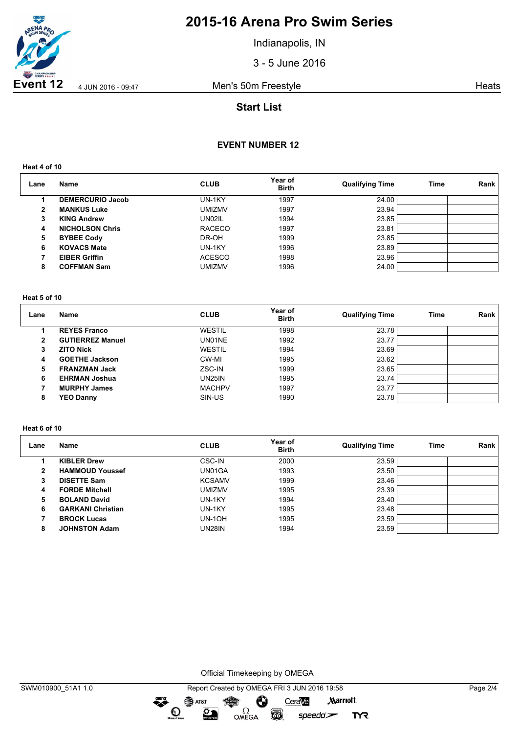# 2015-16 Arena Pro Swim Series

Indianapolis, IN

3 - 5 June 2016

**Event 12** 4 JUN 2016 - 09:47 Men's 50m Freestyle Heats

## Start List

### EVENT NUMBER 12

**Heat 4 of 10**

| Lane | Name | CLUB | Year of Birth | Qualifying Time | Time | Rank |
|---|---|---|---|---|---|---|
| 1 | **DEMERCURIO Jacob** | UN-1KY | 1997 | 24.00 | | |
| 2 | **MANKUS Luke** | UMIZMV | 1997 | 23.94 | | |
| 3 | **KING Andrew** | UN02IL | 1994 | 23.85 | | |
| 4 | **NICHOLSON Chris** | RACECO | 1997 | 23.81 | | |
| 5 | **BYBEE Cody** | DR-OH | 1999 | 23.85 | | |
| 6 | **KOVACS Mate** | UN-1KY | 1996 | 23.89 | | |
| 7 | **EIBER Griffin** | ACESCO | 1998 | 23.96 | | |
| 8 | **COFFMAN Sam** | UMIZMV | 1996 | 24.00 | | |

**Heat 5 of 10**

| Lane | Name | CLUB | Year of Birth | Qualifying Time | Time | Rank |
|---|---|---|---|---|---|---|
| 1 | **REYES Franco** | WESTIL | 1998 | 23.78 | | |
| 2 | **GUTIERREZ Manuel** | UN01NE | 1992 | 23.77 | | |
| 3 | **ZITO Nick** | WESTIL | 1994 | 23.69 | | |
| 4 | **GOETHE Jackson** | CW-MI | 1995 | 23.62 | | |
| 5 | **FRANZMAN Jack** | ZSC-IN | 1999 | 23.65 | | |
| 6 | **EHRMAN Joshua** | UN25IN | 1995 | 23.74 | | |
| 7 | **MURPHY James** | MACHPV | 1997 | 23.77 | | |
| 8 | **YEO Danny** | SIN-US | 1990 | 23.78 | | |

**Heat 6 of 10**

| Lane | Name | CLUB | Year of Birth | Qualifying Time | Time | Rank |
|---|---|---|---|---|---|---|
| 1 | **KIBLER Drew** | CSC-IN | 2000 | 23.59 | | |
| 2 | **HAMMOUD Youssef** | UN01GA | 1993 | 23.50 | | |
| 3 | **DISETTE Sam** | KCSAMV | 1999 | 23.46 | | |
| 4 | **FORDE Mitchell** | UMIZMV | 1995 | 23.39 | | |
| 5 | **BOLAND David** | UN-1KY | 1994 | 23.40 | | |
| 6 | **GARKANI Christian** | UN-1KY | 1995 | 23.48 | | |
| 7 | **BROCK Lucas** | UN-1OH | 1995 | 23.59 | | |
| 8 | **JOHNSTON Adam** | UN28IN | 1994 | 23.59 | | |

Official Timekeeping by OMEGA

SWM010900_51A1 1.0 Report Created by OMEGA FRI 3 JUN 2016 19:58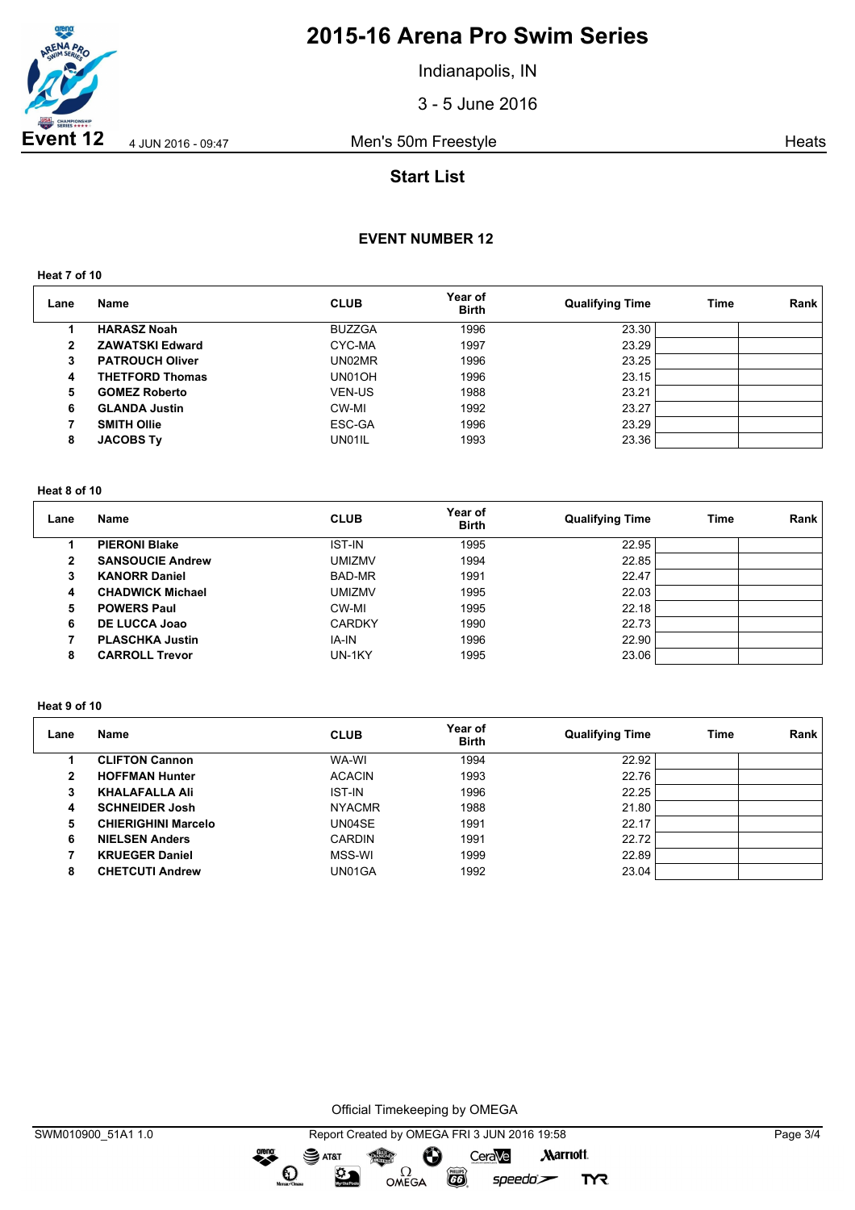# 2015-16 Arena Pro Swim Series

Indianapolis, IN

3 - 5 June 2016

**Event 12** 4 JUN 2016 - 09:47 Men's 50m Freestyle Heats

## Start List

### EVENT NUMBER 12

**Heat 7 of 10**

| Lane | Name | CLUB | Year of Birth | Qualifying Time | Time | Rank |
|---|---|---|---|---|---|---|
| 1 | **HARASZ Noah** | BUZZGA | 1996 | 23.30 | | |
| 2 | **ZAWATSKI Edward** | CYC-MA | 1997 | 23.29 | | |
| 3 | **PATROUCH Oliver** | UN02MR | 1996 | 23.25 | | |
| 4 | **THETFORD Thomas** | UN01OH | 1996 | 23.15 | | |
| 5 | **GOMEZ Roberto** | VEN-US | 1988 | 23.21 | | |
| 6 | **GLANDA Justin** | CW-MI | 1992 | 23.27 | | |
| 7 | **SMITH Ollie** | ESC-GA | 1996 | 23.29 | | |
| 8 | **JACOBS Ty** | UN01IL | 1993 | 23.36 | | |

**Heat 8 of 10**

| Lane | Name | CLUB | Year of Birth | Qualifying Time | Time | Rank |
|---|---|---|---|---|---|---|
| 1 | **PIERONI Blake** | IST-IN | 1995 | 22.95 | | |
| 2 | **SANSOUCIE Andrew** | UMIZMV | 1994 | 22.85 | | |
| 3 | **KANORR Daniel** | BAD-MR | 1991 | 22.47 | | |
| 4 | **CHADWICK Michael** | UMIZMV | 1995 | 22.03 | | |
| 5 | **POWERS Paul** | CW-MI | 1995 | 22.18 | | |
| 6 | **DE LUCCA Joao** | CARDKY | 1990 | 22.73 | | |
| 7 | **PLASCHKA Justin** | IA-IN | 1996 | 22.90 | | |
| 8 | **CARROLL Trevor** | UN-1KY | 1995 | 23.06 | | |

**Heat 9 of 10**

| Lane | Name | CLUB | Year of Birth | Qualifying Time | Time | Rank |
|---|---|---|---|---|---|---|
| 1 | **CLIFTON Cannon** | WA-WI | 1994 | 22.92 | | |
| 2 | **HOFFMAN Hunter** | ACACIN | 1993 | 22.76 | | |
| 3 | **KHALAFALLA Ali** | IST-IN | 1996 | 22.25 | | |
| 4 | **SCHNEIDER Josh** | NYACMR | 1988 | 21.80 | | |
| 5 | **CHIERIGHINI Marcelo** | UN04SE | 1991 | 22.17 | | |
| 6 | **NIELSEN Anders** | CARDIN | 1991 | 22.72 | | |
| 7 | **KRUEGER Daniel** | MSS-WI | 1999 | 22.89 | | |
| 8 | **CHETCUTI Andrew** | UN01GA | 1992 | 23.04 | | |

Official Timekeeping by OMEGA

SWM010900_51A1 1.0 Report Created by OMEGA FRI 3 JUN 2016 19:58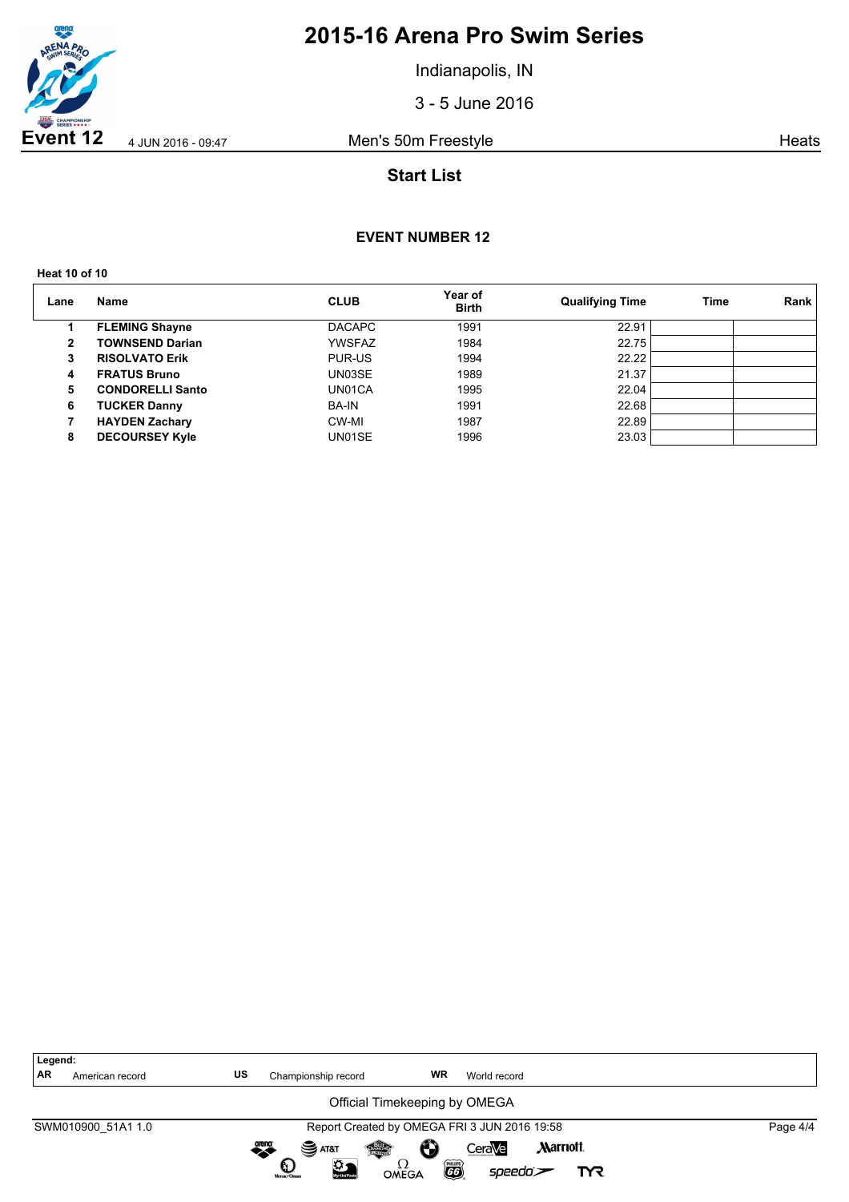# 2015-16 Arena Pro Swim Series

Indianapolis, IN

3 - 5 June 2016

**Event 12** 4 JUN 2016 - 09:47 Men's 50m Freestyle Heats

## Start List

### EVENT NUMBER 12

**Heat 10 of 10**

| Lane | Name | CLUB | Year of Birth | Qualifying Time | Time | Rank |
|---|---|---|---|---|---|---|
| 1 | **FLEMING Shayne** | DACAPC | 1991 | 22.91 | | |
| 2 | **TOWNSEND Darian** | YWSFAZ | 1984 | 22.75 | | |
| 3 | **RISOLVATO Erik** | PUR-US | 1994 | 22.22 | | |
| 4 | **FRATUS Bruno** | UN03SE | 1989 | 21.37 | | |
| 5 | **CONDORELLI Santo** | UN01CA | 1995 | 22.04 | | |
| 6 | **TUCKER Danny** | BA-IN | 1991 | 22.68 | | |
| 7 | **HAYDEN Zachary** | CW-MI | 1987 | 22.89 | | |
| 8 | **DECOURSEY Kyle** | UN01SE | 1996 | 23.03 | | |

**Legend:**

| | | | | | |
|---|---|---|---|---|---|
| **AR** | American record | **US** | Championship record | **WR** | World record |

Official Timekeeping by OMEGA

SWM010900_51A1 1.0 Report Created by OMEGA FRI 3 JUN 2016 19:58